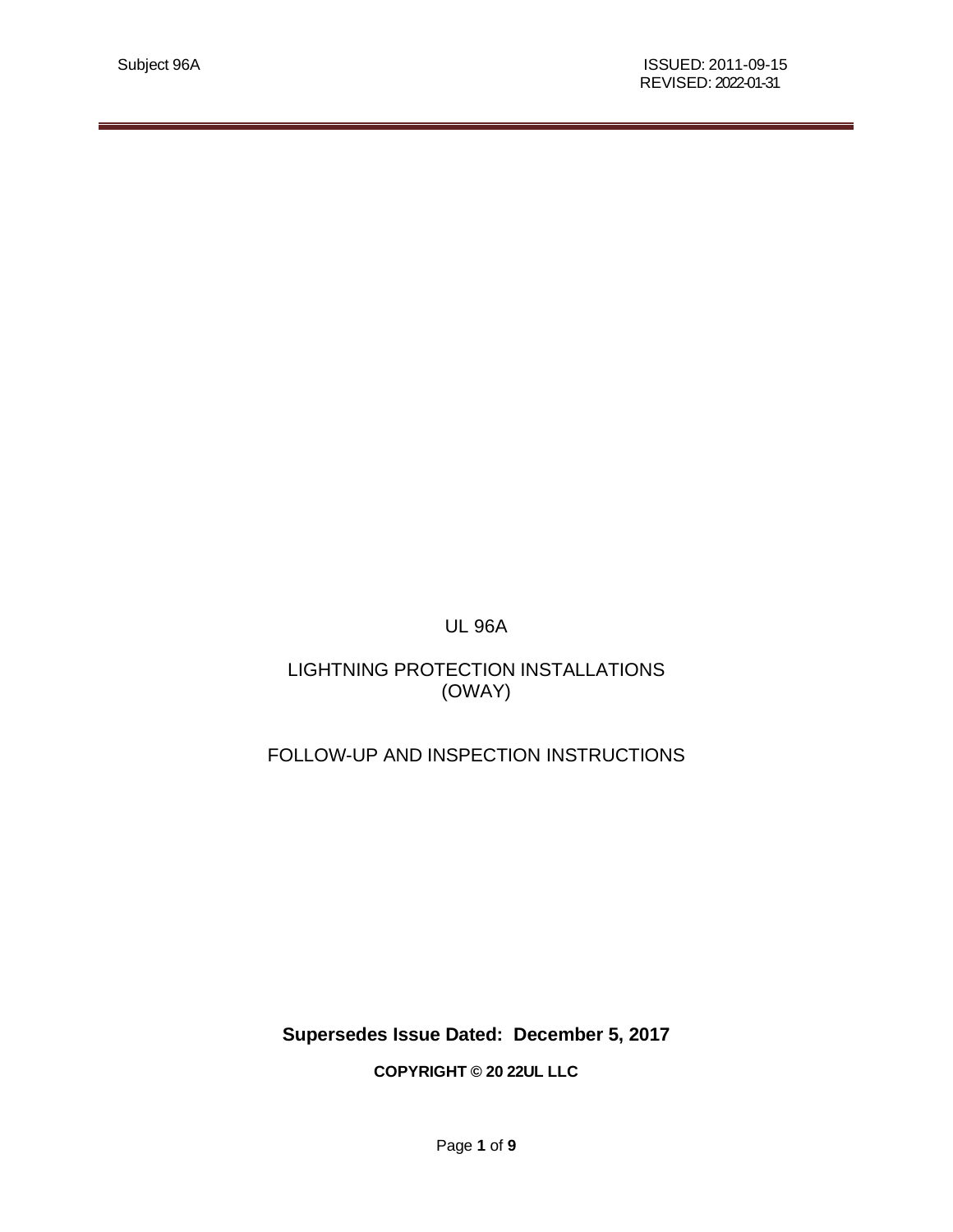Subject 96A

ISSUED: 2011-09-15
REVISED: 2022-01-31

# UL 96A

## LIGHTNING PROTECTION INSTALLATIONS (OWAY)

## FOLLOW-UP AND INSPECTION INSTRUCTIONS

**Supersedes Issue Dated: December 5, 2017**

**COPYRIGHT © 20 22UL LLC**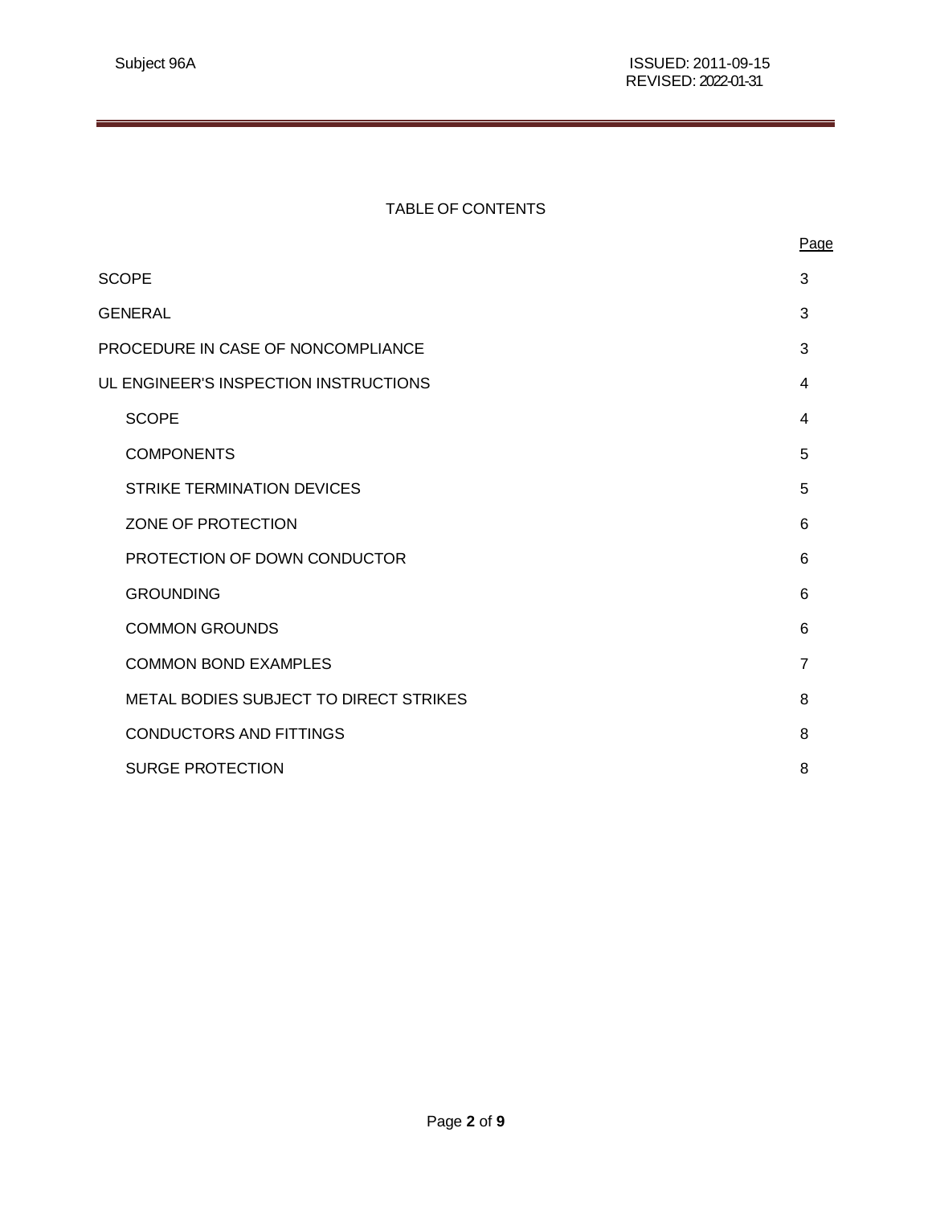# TABLE OF CONTENTS

| | Page |
|---|---|
| SCOPE | 3 |
| GENERAL | 3 |
| PROCEDURE IN CASE OF NONCOMPLIANCE | 3 |
| UL ENGINEER'S INSPECTION INSTRUCTIONS | 4 |
| SCOPE | 4 |
| COMPONENTS | 5 |
| STRIKE TERMINATION DEVICES | 5 |
| ZONE OF PROTECTION | 6 |
| PROTECTION OF DOWN CONDUCTOR | 6 |
| GROUNDING | 6 |
| COMMON GROUNDS | 6 |
| COMMON BOND EXAMPLES | 7 |
| METAL BODIES SUBJECT TO DIRECT STRIKES | 8 |
| CONDUCTORS AND FITTINGS | 8 |
| SURGE PROTECTION | 8 |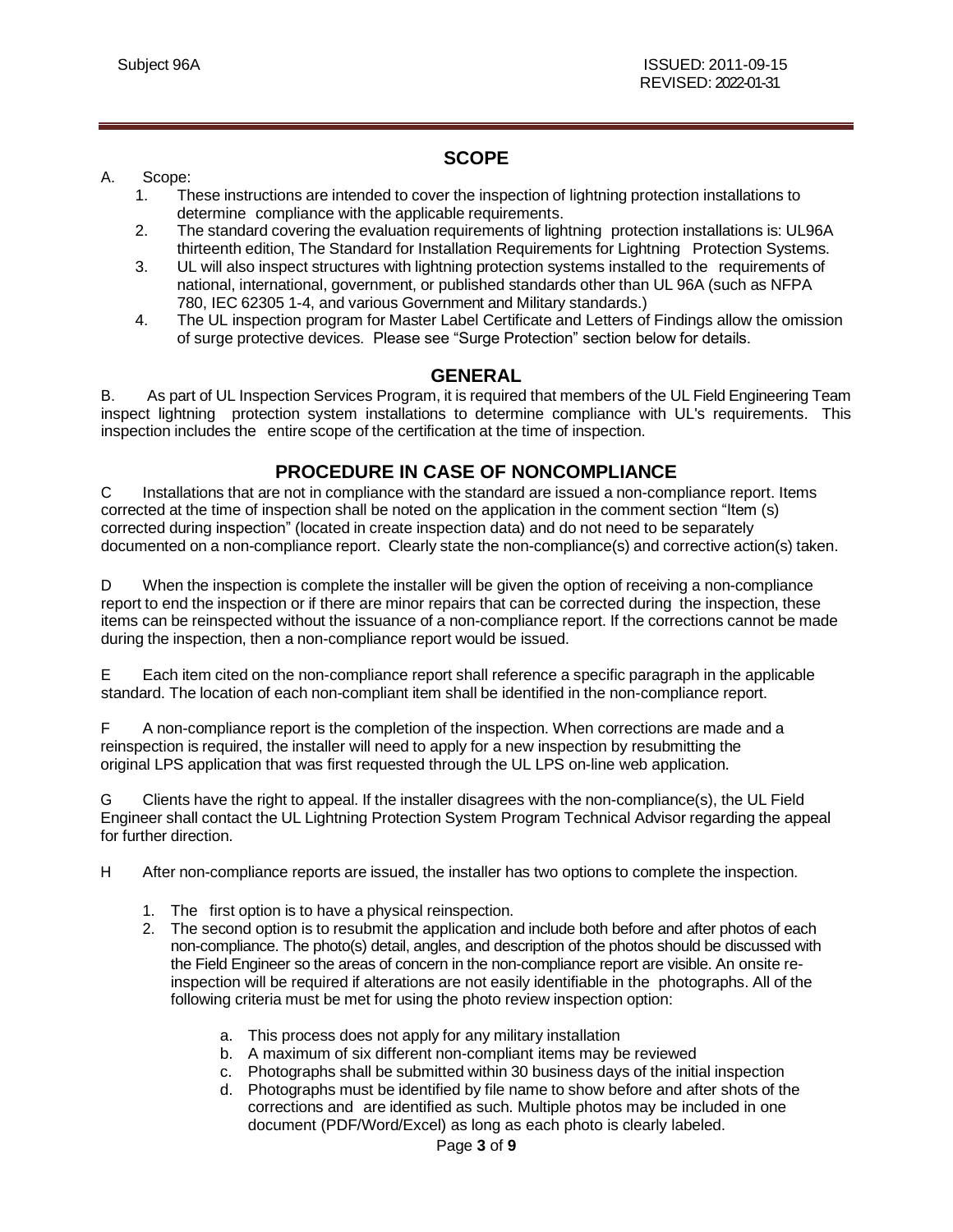## SCOPE

A. Scope:

1. These instructions are intended to cover the inspection of lightning protection installations to determine compliance with the applicable requirements.
2. The standard covering the evaluation requirements of lightning protection installations is: UL96A thirteenth edition, The Standard for Installation Requirements for Lightning Protection Systems.
3. UL will also inspect structures with lightning protection systems installed to the requirements of national, international, government, or published standards other than UL 96A (such as NFPA 780, IEC 62305 1-4, and various Government and Military standards.)
4. The UL inspection program for Master Label Certificate and Letters of Findings allow the omission of surge protective devices. Please see "Surge Protection" section below for details.

## GENERAL

B. As part of UL Inspection Services Program, it is required that members of the UL Field Engineering Team inspect lightning protection system installations to determine compliance with UL's requirements. This inspection includes the entire scope of the certification at the time of inspection.

## PROCEDURE IN CASE OF NONCOMPLIANCE

C Installations that are not in compliance with the standard are issued a non-compliance report. Items corrected at the time of inspection shall be noted on the application in the comment section "Item (s) corrected during inspection" (located in create inspection data) and do not need to be separately documented on a non-compliance report. Clearly state the non-compliance(s) and corrective action(s) taken.

D When the inspection is complete the installer will be given the option of receiving a non-compliance report to end the inspection or if there are minor repairs that can be corrected during the inspection, these items can be reinspected without the issuance of a non-compliance report. If the corrections cannot be made during the inspection, then a non-compliance report would be issued.

E Each item cited on the non-compliance report shall reference a specific paragraph in the applicable standard. The location of each non-compliant item shall be identified in the non-compliance report.

F A non-compliance report is the completion of the inspection. When corrections are made and a reinspection is required, the installer will need to apply for a new inspection by resubmitting the original LPS application that was first requested through the UL LPS on-line web application.

G Clients have the right to appeal. If the installer disagrees with the non-compliance(s), the UL Field Engineer shall contact the UL Lightning Protection System Program Technical Advisor regarding the appeal for further direction.

H After non-compliance reports are issued, the installer has two options to complete the inspection.

1. The first option is to have a physical reinspection.
2. The second option is to resubmit the application and include both before and after photos of each non-compliance. The photo(s) detail, angles, and description of the photos should be discussed with the Field Engineer so the areas of concern in the non-compliance report are visible. An onsite re-inspection will be required if alterations are not easily identifiable in the photographs. All of the following criteria must be met for using the photo review inspection option:
    a. This process does not apply for any military installation
    b. A maximum of six different non-compliant items may be reviewed
    c. Photographs shall be submitted within 30 business days of the initial inspection
    d. Photographs must be identified by file name to show before and after shots of the corrections and are identified as such. Multiple photos may be included in one document (PDF/Word/Excel) as long as each photo is clearly labeled.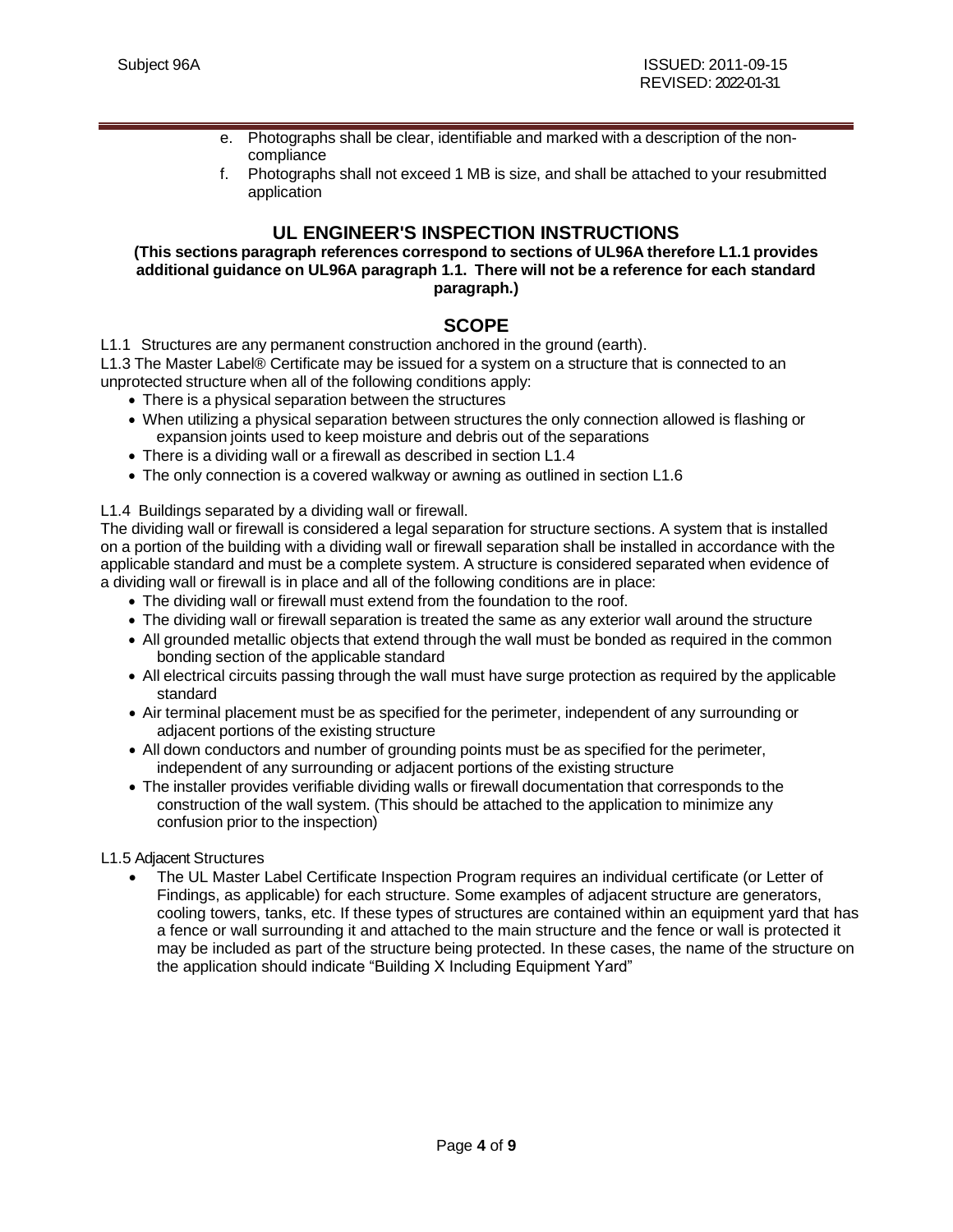e. Photographs shall be clear, identifiable and marked with a description of the non-compliance
f. Photographs shall not exceed 1 MB is size, and shall be attached to your resubmitted application

## UL ENGINEER'S INSPECTION INSTRUCTIONS

**(This sections paragraph references correspond to sections of UL96A therefore L1.1 provides additional guidance on UL96A paragraph 1.1. There will not be a reference for each standard paragraph.)**

## SCOPE

L1.1 Structures are any permanent construction anchored in the ground (earth).

L1.3 The Master Label® Certificate may be issued for a system on a structure that is connected to an unprotected structure when all of the following conditions apply:

- There is a physical separation between the structures
- When utilizing a physical separation between structures the only connection allowed is flashing or expansion joints used to keep moisture and debris out of the separations
- There is a dividing wall or a firewall as described in section L1.4
- The only connection is a covered walkway or awning as outlined in section L1.6

L1.4 Buildings separated by a dividing wall or firewall.

The dividing wall or firewall is considered a legal separation for structure sections. A system that is installed on a portion of the building with a dividing wall or firewall separation shall be installed in accordance with the applicable standard and must be a complete system. A structure is considered separated when evidence of a dividing wall or firewall is in place and all of the following conditions are in place:

- The dividing wall or firewall must extend from the foundation to the roof.
- The dividing wall or firewall separation is treated the same as any exterior wall around the structure
- All grounded metallic objects that extend through the wall must be bonded as required in the common bonding section of the applicable standard
- All electrical circuits passing through the wall must have surge protection as required by the applicable standard
- Air terminal placement must be as specified for the perimeter, independent of any surrounding or adjacent portions of the existing structure
- All down conductors and number of grounding points must be as specified for the perimeter, independent of any surrounding or adjacent portions of the existing structure
- The installer provides verifiable dividing walls or firewall documentation that corresponds to the construction of the wall system. (This should be attached to the application to minimize any confusion prior to the inspection)

L1.5 Adjacent Structures

- The UL Master Label Certificate Inspection Program requires an individual certificate (or Letter of Findings, as applicable) for each structure. Some examples of adjacent structure are generators, cooling towers, tanks, etc. If these types of structures are contained within an equipment yard that has a fence or wall surrounding it and attached to the main structure and the fence or wall is protected it may be included as part of the structure being protected. In these cases, the name of the structure on the application should indicate "Building X Including Equipment Yard"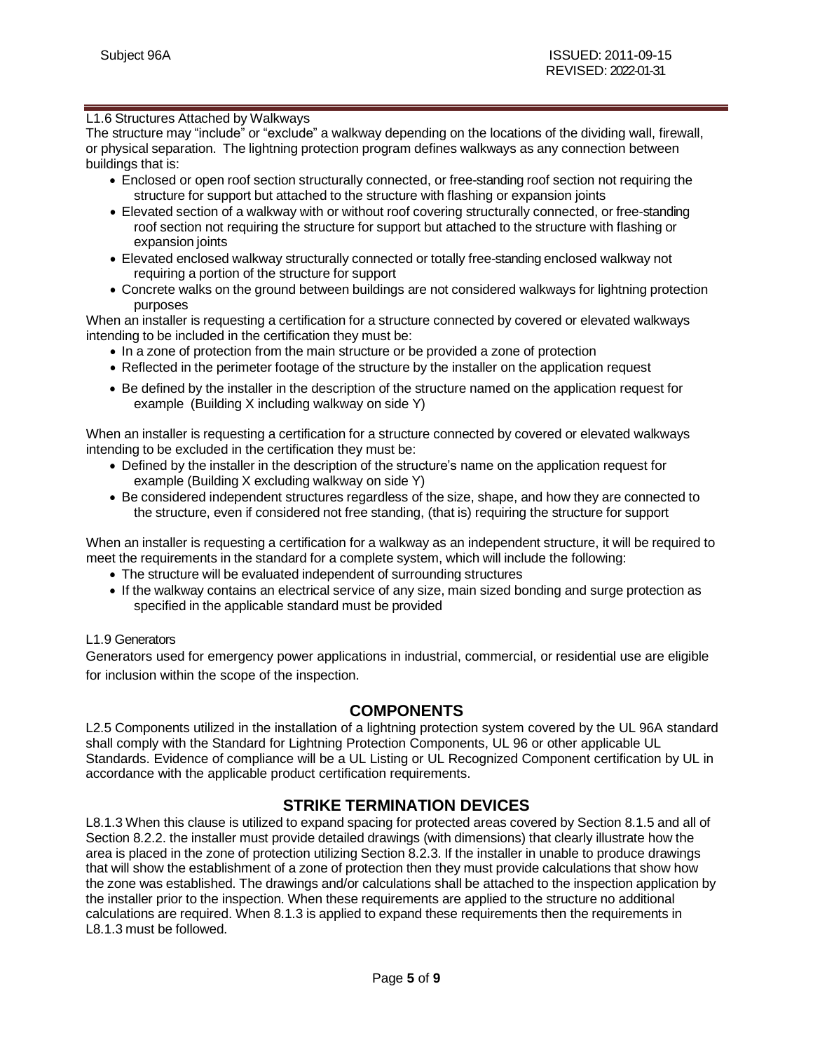L1.6 Structures Attached by Walkways

The structure may "include" or "exclude" a walkway depending on the locations of the dividing wall, firewall, or physical separation. The lightning protection program defines walkways as any connection between buildings that is:

- Enclosed or open roof section structurally connected, or free-standing roof section not requiring the structure for support but attached to the structure with flashing or expansion joints
- Elevated section of a walkway with or without roof covering structurally connected, or free-standing roof section not requiring the structure for support but attached to the structure with flashing or expansion joints
- Elevated enclosed walkway structurally connected or totally free-standing enclosed walkway not requiring a portion of the structure for support
- Concrete walks on the ground between buildings are not considered walkways for lightning protection purposes

When an installer is requesting a certification for a structure connected by covered or elevated walkways intending to be included in the certification they must be:

- In a zone of protection from the main structure or be provided a zone of protection
- Reflected in the perimeter footage of the structure by the installer on the application request
- Be defined by the installer in the description of the structure named on the application request for example (Building X including walkway on side Y)

When an installer is requesting a certification for a structure connected by covered or elevated walkways intending to be excluded in the certification they must be:

- Defined by the installer in the description of the structure's name on the application request for example (Building X excluding walkway on side Y)
- Be considered independent structures regardless of the size, shape, and how they are connected to the structure, even if considered not free standing, (that is) requiring the structure for support

When an installer is requesting a certification for a walkway as an independent structure, it will be required to meet the requirements in the standard for a complete system, which will include the following:

- The structure will be evaluated independent of surrounding structures
- If the walkway contains an electrical service of any size, main sized bonding and surge protection as specified in the applicable standard must be provided

L1.9 Generators

Generators used for emergency power applications in industrial, commercial, or residential use are eligible for inclusion within the scope of the inspection.

## COMPONENTS

L2.5 Components utilized in the installation of a lightning protection system covered by the UL 96A standard shall comply with the Standard for Lightning Protection Components, UL 96 or other applicable UL Standards. Evidence of compliance will be a UL Listing or UL Recognized Component certification by UL in accordance with the applicable product certification requirements.

## STRIKE TERMINATION DEVICES

L8.1.3 When this clause is utilized to expand spacing for protected areas covered by Section 8.1.5 and all of Section 8.2.2. the installer must provide detailed drawings (with dimensions) that clearly illustrate how the area is placed in the zone of protection utilizing Section 8.2.3. If the installer in unable to produce drawings that will show the establishment of a zone of protection then they must provide calculations that show how the zone was established. The drawings and/or calculations shall be attached to the inspection application by the installer prior to the inspection. When these requirements are applied to the structure no additional calculations are required. When 8.1.3 is applied to expand these requirements then the requirements in L8.1.3 must be followed.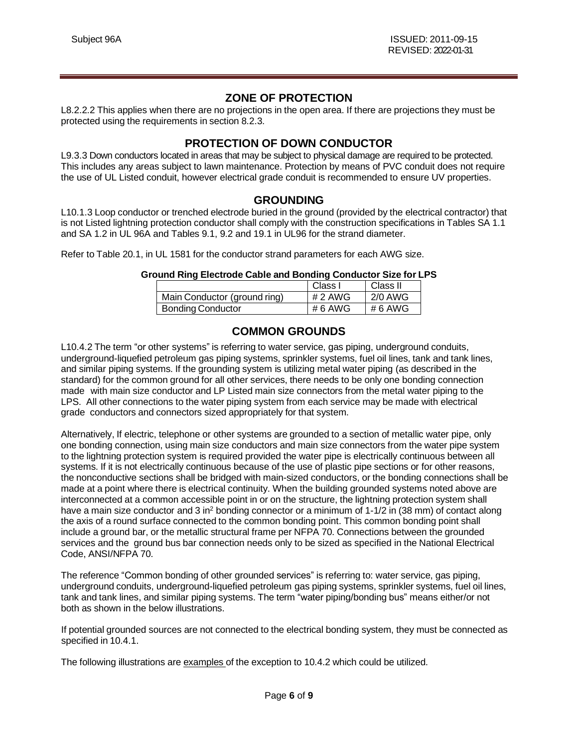## ZONE OF PROTECTION

L8.2.2.2 This applies when there are no projections in the open area. If there are projections they must be protected using the requirements in section 8.2.3.

## PROTECTION OF DOWN CONDUCTOR

L9.3.3 Down conductors located in areas that may be subject to physical damage are required to be protected. This includes any areas subject to lawn maintenance. Protection by means of PVC conduit does not require the use of UL Listed conduit, however electrical grade conduit is recommended to ensure UV properties.

## GROUNDING

L10.1.3 Loop conductor or trenched electrode buried in the ground (provided by the electrical contractor) that is not Listed lightning protection conductor shall comply with the construction specifications in Tables SA 1.1 and SA 1.2 in UL 96A and Tables 9.1, 9.2 and 19.1 in UL96 for the strand diameter.

Refer to Table 20.1, in UL 1581 for the conductor strand parameters for each AWG size.

**Ground Ring Electrode Cable and Bonding Conductor Size for LPS**

| | Class I | Class II |
|---|---|---|
| Main Conductor (ground ring) | # 2 AWG | 2/0 AWG |
| Bonding Conductor | # 6 AWG | # 6 AWG |

## COMMON GROUNDS

L10.4.2 The term "or other systems" is referring to water service, gas piping, underground conduits, underground-liquefied petroleum gas piping systems, sprinkler systems, fuel oil lines, tank and tank lines, and similar piping systems. If the grounding system is utilizing metal water piping (as described in the standard) for the common ground for all other services, there needs to be only one bonding connection made with main size conductor and LP Listed main size connectors from the metal water piping to the LPS. All other connections to the water piping system from each service may be made with electrical grade conductors and connectors sized appropriately for that system.

Alternatively, If electric, telephone or other systems are grounded to a section of metallic water pipe, only one bonding connection, using main size conductors and main size connectors from the water pipe system to the lightning protection system is required provided the water pipe is electrically continuous between all systems. If it is not electrically continuous because of the use of plastic pipe sections or for other reasons, the nonconductive sections shall be bridged with main-sized conductors, or the bonding connections shall be made at a point where there is electrical continuity. When the building grounded systems noted above are interconnected at a common accessible point in or on the structure, the lightning protection system shall have a main size conductor and 3 in$^2$ bonding connector or a minimum of 1-1/2 in (38 mm) of contact along the axis of a round surface connected to the common bonding point. This common bonding point shall include a ground bar, or the metallic structural frame per NFPA 70. Connections between the grounded services and the ground bus bar connection needs only to be sized as specified in the National Electrical Code, ANSI/NFPA 70.

The reference "Common bonding of other grounded services" is referring to: water service, gas piping, underground conduits, underground-liquefied petroleum gas piping systems, sprinkler systems, fuel oil lines, tank and tank lines, and similar piping systems. The term "water piping/bonding bus" means either/or not both as shown in the below illustrations.

If potential grounded sources are not connected to the electrical bonding system, they must be connected as specified in 10.4.1.

The following illustrations are <u>examples</u> of the exception to 10.4.2 which could be utilized.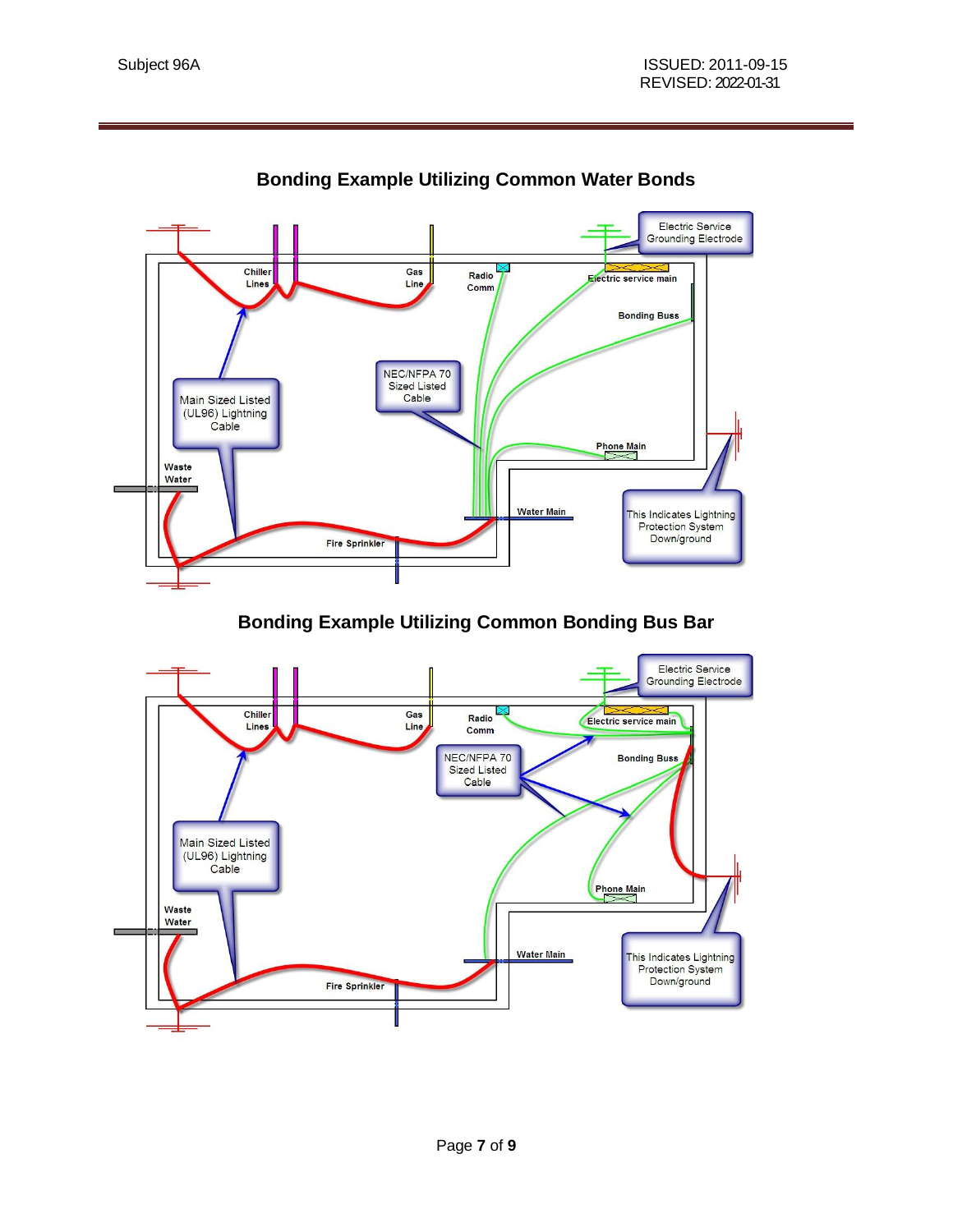## Bonding Example Utilizing Common Water Bonds

Chiller Lines

Gas Line

Radio Comm

Electric Service Grounding Electrode

Electric service main

Bonding Buss

NEC/NFPA 70 Sized Listed Cable

Main Sized Listed (UL96) Lightning Cable

Phone Main

Waste Water

Water Main

This Indicates Lightning Protection System Down/ground

Fire Sprinkler

## Bonding Example Utilizing Common Bonding Bus Bar

Chiller Lines

Gas Line

Radio Comm

Electric Service Grounding Electrode

Electric service main

NEC/NFPA 70 Sized Listed Cable

Bonding Buss

Main Sized Listed (UL96) Lightning Cable

Phone Main

Waste Water

Water Main

This Indicates Lightning Protection System Down/ground

Fire Sprinkler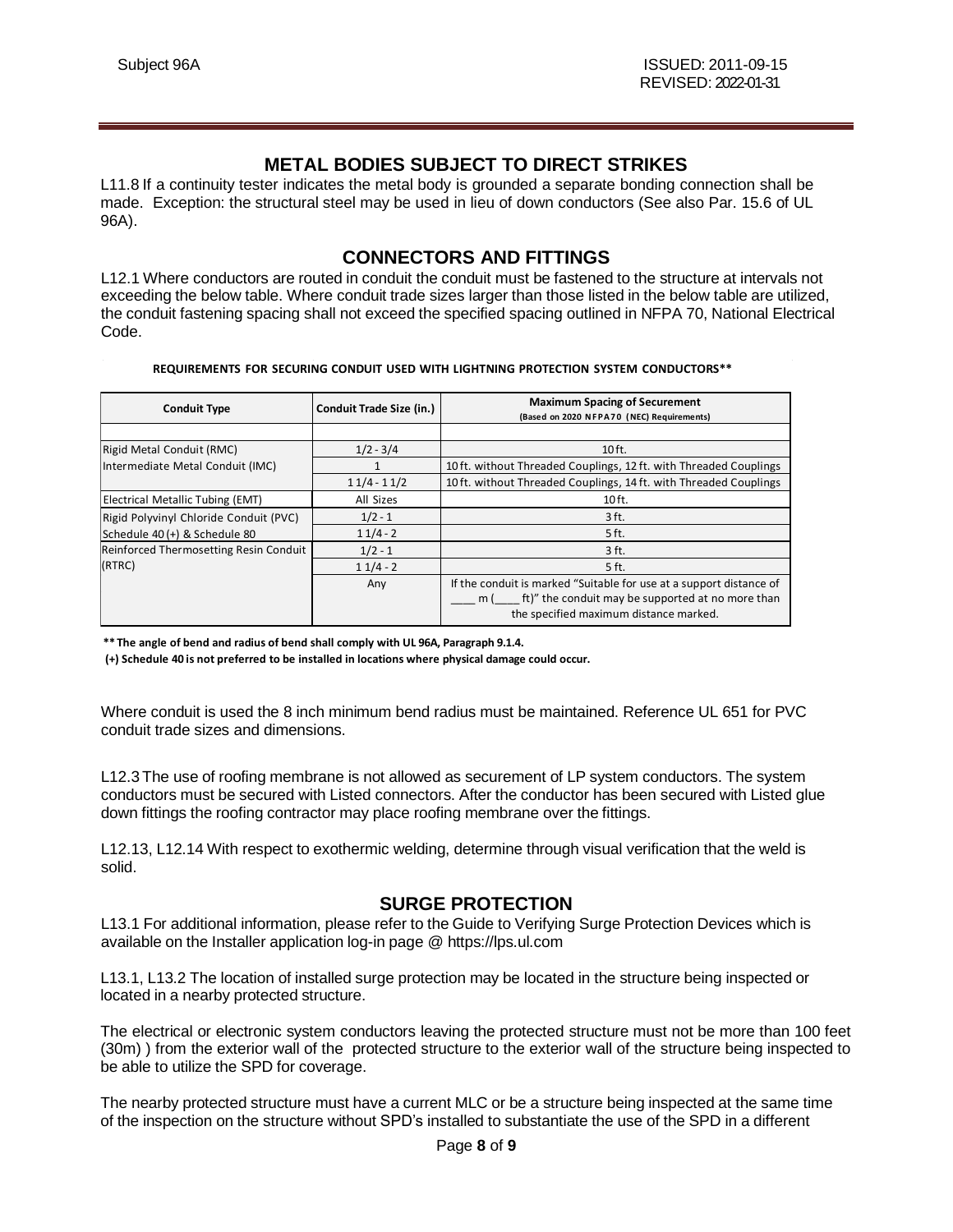## METAL BODIES SUBJECT TO DIRECT STRIKES

L11.8 If a continuity tester indicates the metal body is grounded a separate bonding connection shall be made. Exception: the structural steel may be used in lieu of down conductors (See also Par. 15.6 of UL 96A).

## CONNECTORS AND FITTINGS

L12.1 Where conductors are routed in conduit the conduit must be fastened to the structure at intervals not exceeding the below table. Where conduit trade sizes larger than those listed in the below table are utilized, the conduit fastening spacing shall not exceed the specified spacing outlined in NFPA 70, National Electrical Code.

**REQUIREMENTS FOR SECURING CONDUIT USED WITH LIGHTNING PROTECTION SYSTEM CONDUCTORS****

| Conduit Type | Conduit Trade Size (in.) | Maximum Spacing of Securement (Based on 2020 NFPA70 (NEC) Requirements) |
|---|---|---|
| | | |
| Rigid Metal Conduit (RMC) Intermediate Metal Conduit (IMC) | 1/2 - 3/4 | 10 ft. |
| | 1 | 10 ft. without Threaded Couplings, 12 ft. with Threaded Couplings |
| | 1 1/4 - 1 1/2 | 10 ft. without Threaded Couplings, 14 ft. with Threaded Couplings |
| Electrical Metallic Tubing (EMT) | All Sizes | 10 ft. |
| Rigid Polyvinyl Chloride Conduit (PVC) Schedule 40 (+) & Schedule 80 | 1/2 - 1 | 3 ft. |
| | 1 1/4 - 2 | 5 ft. |
| Reinforced Thermosetting Resin Conduit (RTRC) | 1/2 - 1 | 3 ft. |
| | 1 1/4 - 2 | 5 ft. |
| | Any | If the conduit is marked "Suitable for use at a support distance of ____ m (____ ft)" the conduit may be supported at no more than the specified maximum distance marked. |

**** The angle of bend and radius of bend shall comply with UL 96A, Paragraph 9.1.4.**

**(+) Schedule 40 is not preferred to be installed in locations where physical damage could occur.**

Where conduit is used the 8 inch minimum bend radius must be maintained. Reference UL 651 for PVC conduit trade sizes and dimensions.

L12.3 The use of roofing membrane is not allowed as securement of LP system conductors. The system conductors must be secured with Listed connectors. After the conductor has been secured with Listed glue down fittings the roofing contractor may place roofing membrane over the fittings.

L12.13, L12.14 With respect to exothermic welding, determine through visual verification that the weld is solid.

## SURGE PROTECTION

L13.1 For additional information, please refer to the Guide to Verifying Surge Protection Devices which is available on the Installer application log-in page @ https://lps.ul.com

L13.1, L13.2 The location of installed surge protection may be located in the structure being inspected or located in a nearby protected structure.

The electrical or electronic system conductors leaving the protected structure must not be more than 100 feet (30m) ) from the exterior wall of the protected structure to the exterior wall of the structure being inspected to be able to utilize the SPD for coverage.

The nearby protected structure must have a current MLC or be a structure being inspected at the same time of the inspection on the structure without SPD's installed to substantiate the use of the SPD in a different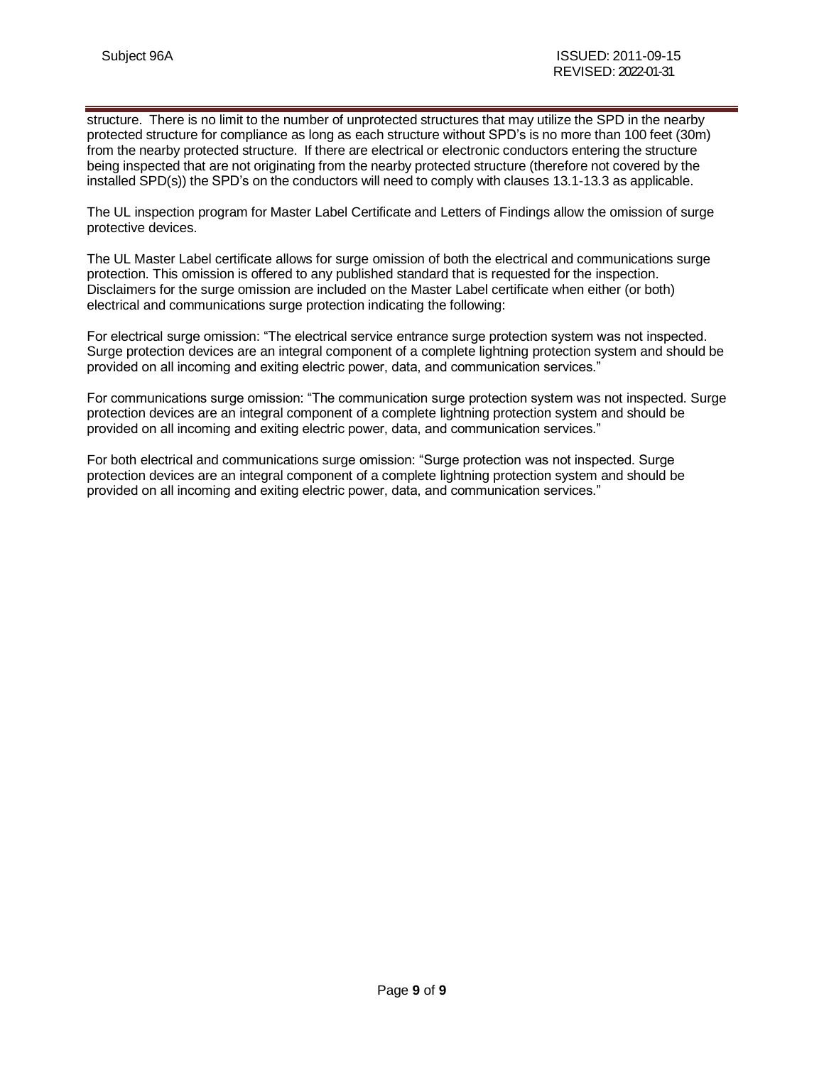structure. There is no limit to the number of unprotected structures that may utilize the SPD in the nearby protected structure for compliance as long as each structure without SPD's is no more than 100 feet (30m) from the nearby protected structure. If there are electrical or electronic conductors entering the structure being inspected that are not originating from the nearby protected structure (therefore not covered by the installed SPD(s)) the SPD's on the conductors will need to comply with clauses 13.1-13.3 as applicable.

The UL inspection program for Master Label Certificate and Letters of Findings allow the omission of surge protective devices.

The UL Master Label certificate allows for surge omission of both the electrical and communications surge protection. This omission is offered to any published standard that is requested for the inspection. Disclaimers for the surge omission are included on the Master Label certificate when either (or both) electrical and communications surge protection indicating the following:

For electrical surge omission: "The electrical service entrance surge protection system was not inspected. Surge protection devices are an integral component of a complete lightning protection system and should be provided on all incoming and exiting electric power, data, and communication services."

For communications surge omission: "The communication surge protection system was not inspected. Surge protection devices are an integral component of a complete lightning protection system and should be provided on all incoming and exiting electric power, data, and communication services."

For both electrical and communications surge omission: "Surge protection was not inspected. Surge protection devices are an integral component of a complete lightning protection system and should be provided on all incoming and exiting electric power, data, and communication services."